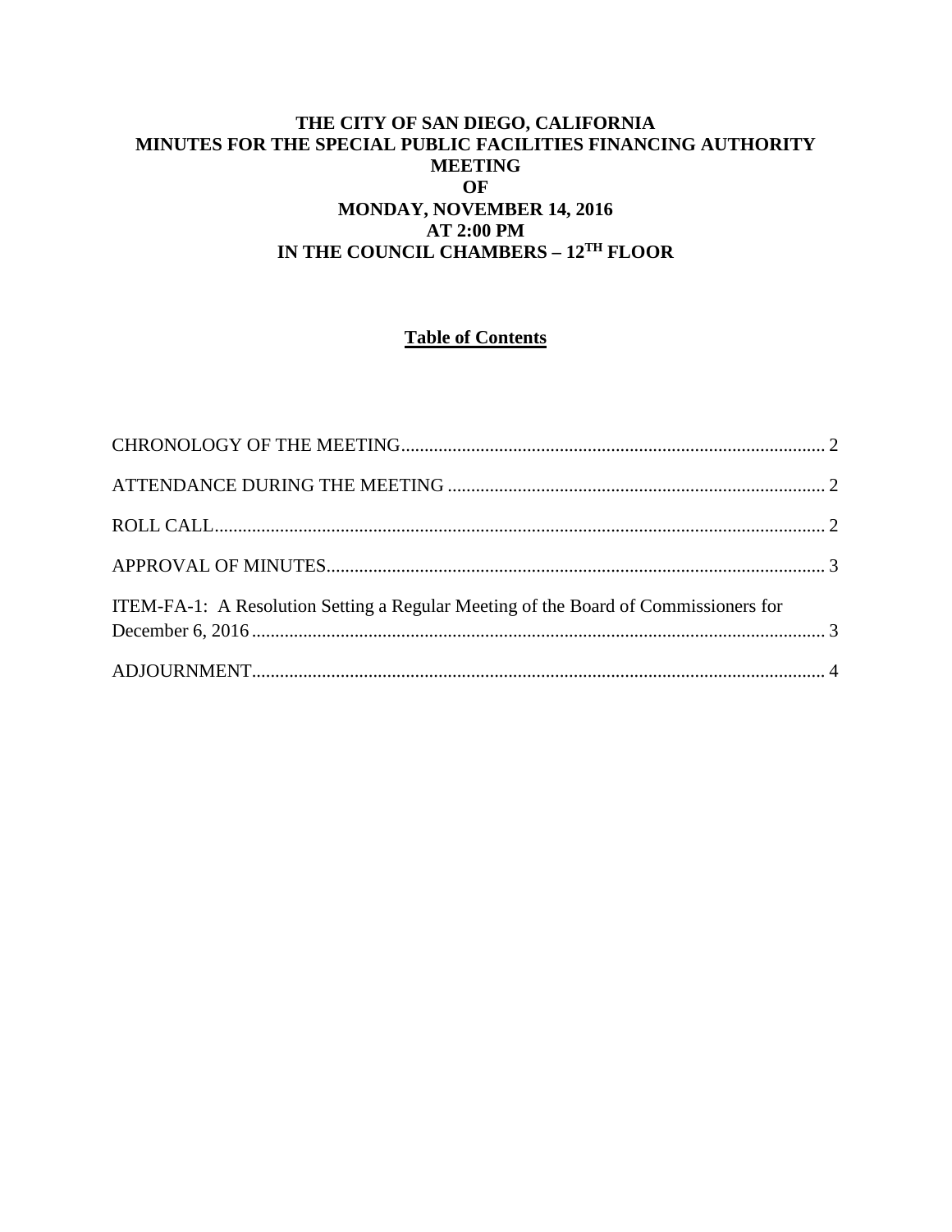# THE CITY OF SAN DIEGO, CALIFORNIA
# MINUTES FOR THE SPECIAL PUBLIC FACILITIES FINANCING AUTHORITY MEETING
# OF
# MONDAY, NOVEMBER 14, 2016
# AT 2:00 PM
# IN THE COUNCIL CHAMBERS – 12TH FLOOR

## Table of Contents

CHRONOLOGY OF THE MEETING .......... 2

ATTENDANCE DURING THE MEETING .......... 2

ROLL CALL .......... 2

APPROVAL OF MINUTES .......... 3

ITEM-FA-1: A Resolution Setting a Regular Meeting of the Board of Commissioners for December 6, 2016 .......... 3

ADJOURNMENT .......... 4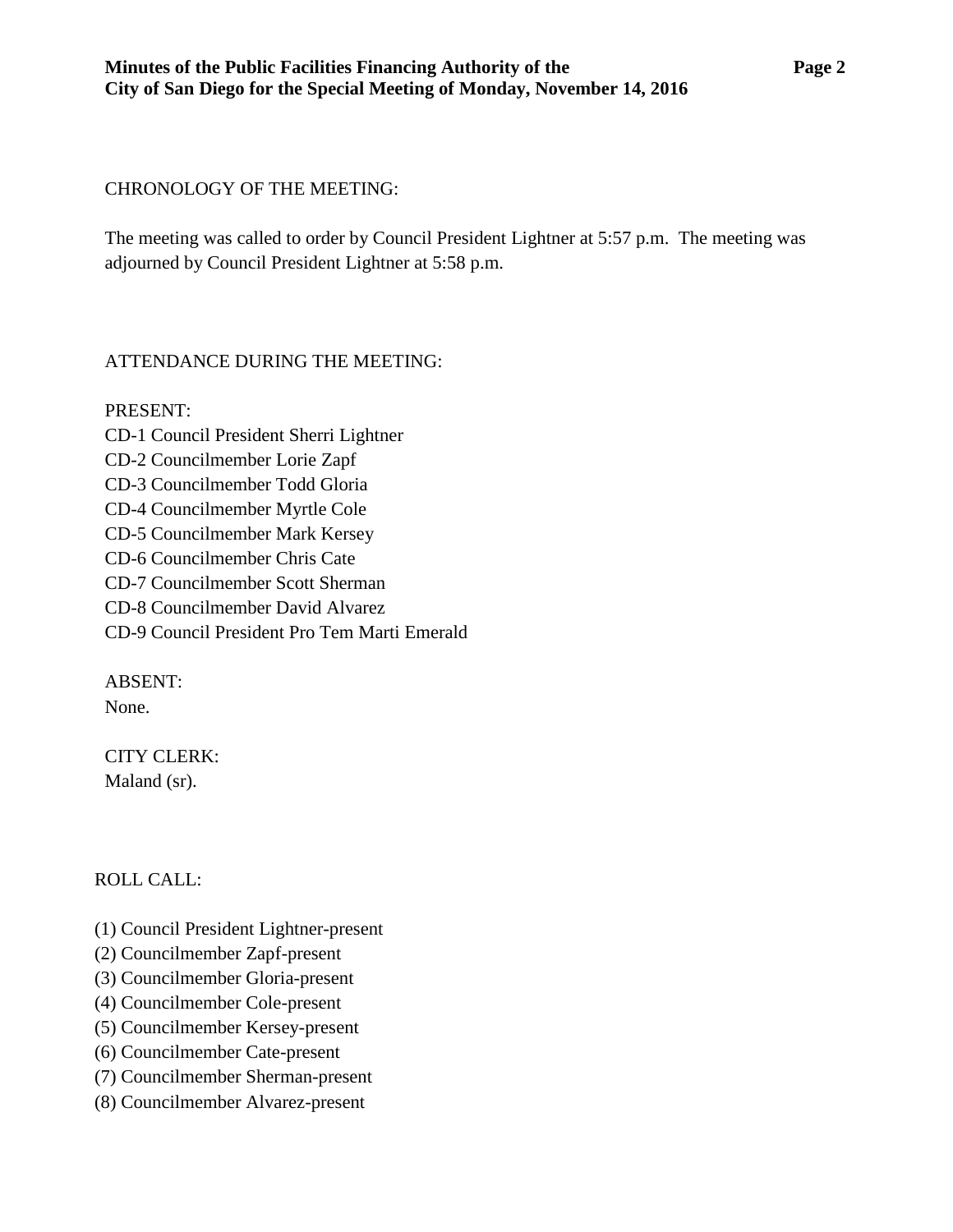CHRONOLOGY OF THE MEETING:

The meeting was called to order by Council President Lightner at 5:57 p.m. The meeting was adjourned by Council President Lightner at 5:58 p.m.

ATTENDANCE DURING THE MEETING:

PRESENT:
CD-1 Council President Sherri Lightner
CD-2 Councilmember Lorie Zapf
CD-3 Councilmember Todd Gloria
CD-4 Councilmember Myrtle Cole
CD-5 Councilmember Mark Kersey
CD-6 Councilmember Chris Cate
CD-7 Councilmember Scott Sherman
CD-8 Councilmember David Alvarez
CD-9 Council President Pro Tem Marti Emerald

ABSENT:
None.

CITY CLERK:
Maland (sr).

ROLL CALL:

(1) Council President Lightner-present
(2) Councilmember Zapf-present
(3) Councilmember Gloria-present
(4) Councilmember Cole-present
(5) Councilmember Kersey-present
(6) Councilmember Cate-present
(7) Councilmember Sherman-present
(8) Councilmember Alvarez-present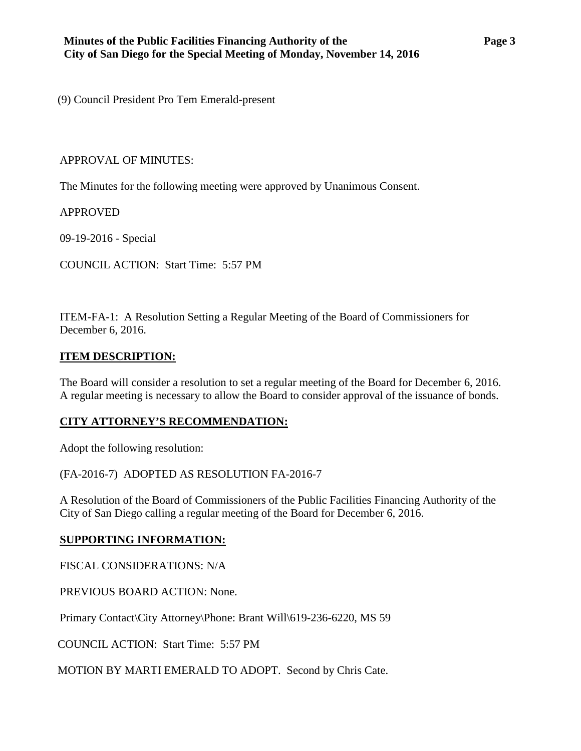(9) Council President Pro Tem Emerald-present

APPROVAL OF MINUTES:

The Minutes for the following meeting were approved by Unanimous Consent.

APPROVED

09-19-2016 - Special

COUNCIL ACTION: Start Time: 5:57 PM

ITEM-FA-1: A Resolution Setting a Regular Meeting of the Board of Commissioners for December 6, 2016.

**ITEM DESCRIPTION:**

The Board will consider a resolution to set a regular meeting of the Board for December 6, 2016. A regular meeting is necessary to allow the Board to consider approval of the issuance of bonds.

**CITY ATTORNEY'S RECOMMENDATION:**

Adopt the following resolution:

(FA-2016-7) ADOPTED AS RESOLUTION FA-2016-7

A Resolution of the Board of Commissioners of the Public Facilities Financing Authority of the City of San Diego calling a regular meeting of the Board for December 6, 2016.

**SUPPORTING INFORMATION:**

FISCAL CONSIDERATIONS: N/A

PREVIOUS BOARD ACTION: None.

Primary Contact\City Attorney\Phone: Brant Will\619-236-6220, MS 59

COUNCIL ACTION: Start Time: 5:57 PM

MOTION BY MARTI EMERALD TO ADOPT. Second by Chris Cate.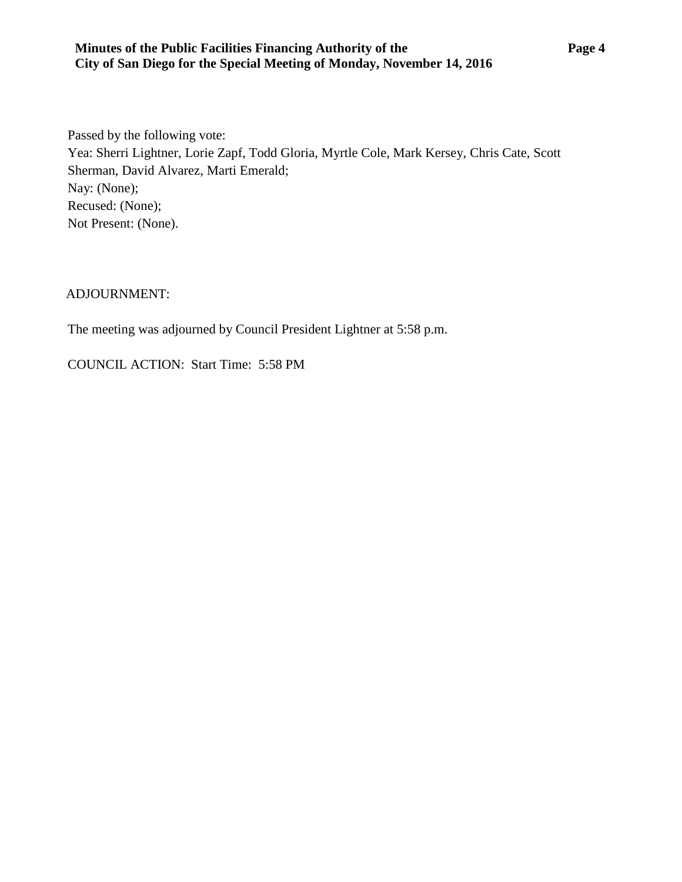Passed by the following vote:
Yea: Sherri Lightner, Lorie Zapf, Todd Gloria, Myrtle Cole, Mark Kersey, Chris Cate, Scott Sherman, David Alvarez, Marti Emerald;
Nay: (None);
Recused: (None);
Not Present: (None).

ADJOURNMENT:

The meeting was adjourned by Council President Lightner at 5:58 p.m.

COUNCIL ACTION: Start Time: 5:58 PM